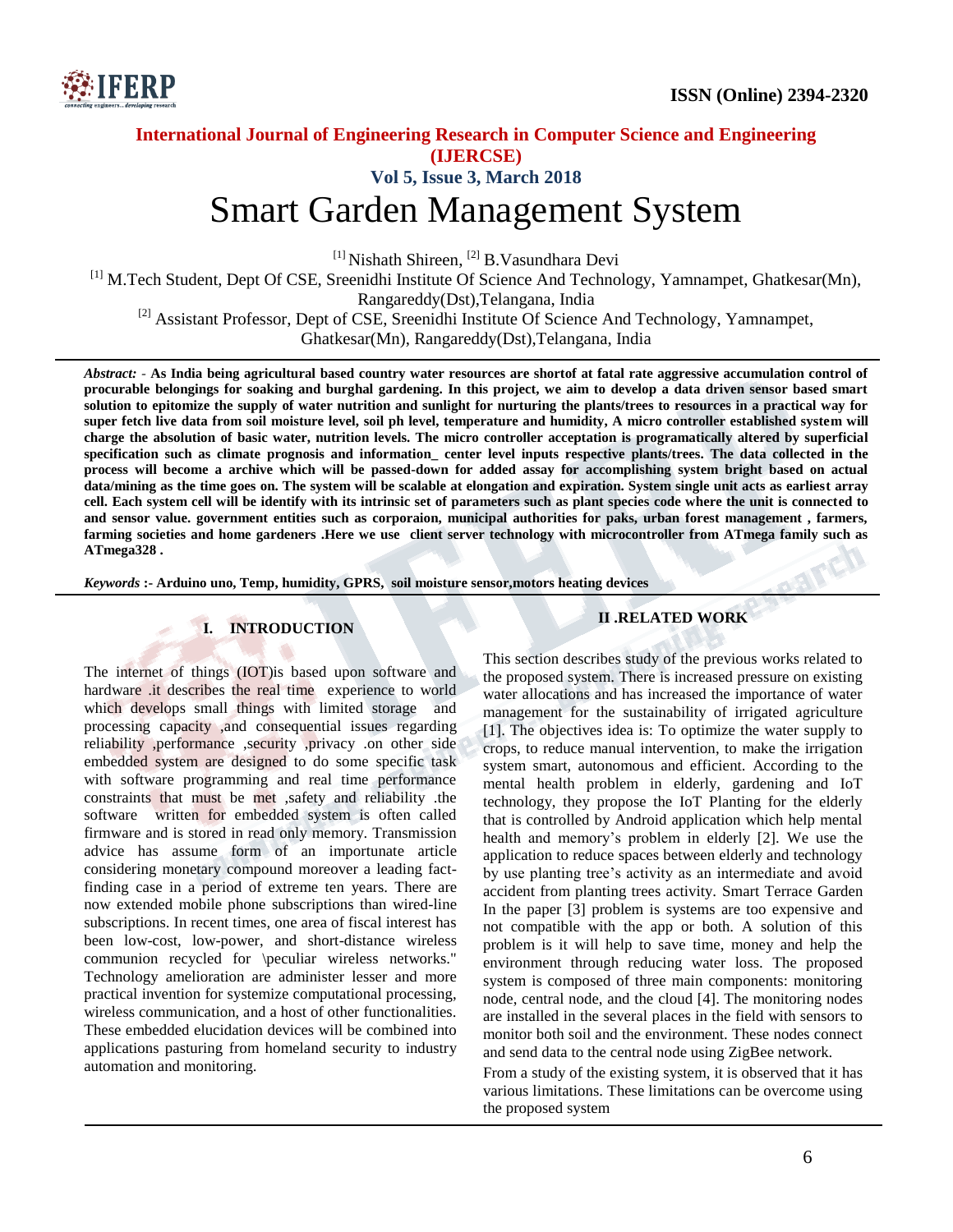# Smart Garden Management System

[1] Nishath Shireen, [2] B.Vasundhara Devi

[1] M.Tech Student, Dept Of CSE, Sreenidhi Institute Of Science And Technology, Yamnampet, Ghatkesar(Mn), Rangareddy(Dst),Telangana, India

[2] Assistant Professor, Dept of CSE, Sreenidhi Institute Of Science And Technology, Yamnampet, Ghatkesar(Mn), Rangareddy(Dst),Telangana, India

***Abstract:*** - **As India being agricultural based country water resources are shortof at fatal rate aggressive accumulation control of procurable belongings for soaking and burghal gardening. In this project, we aim to develop a data driven sensor based smart solution to epitomize the supply of water nutrition and sunlight for nurturing the plants/trees to resources in a practical way for super fetch live data from soil moisture level, soil ph level, temperature and humidity, A micro controller established system will charge the absolution of basic water, nutrition levels. The micro controller acceptation is programatically altered by superficial specification such as climate prognosis and information_ center level inputs respective plants/trees. The data collected in the process will become a archive which will be passed-down for added assay for accomplishing system bright based on actual data/mining as the time goes on. The system will be scalable at elongation and expiration. System single unit acts as earliest array cell. Each system cell will be identify with its intrinsic set of parameters such as plant species code where the unit is connected to and sensor value. government entities such as corporaion, municipal authorities for paks, urban forest management , farmers, farming societies and home gardeners .Here we use client server technology with microcontroller from ATmega family such as ATmega328 .**

***Keywords*** **:- Arduino uno, Temp, humidity, GPRS, soil moisture sensor,motors heating devices**

## I. INTRODUCTION

The internet of things (IOT)is based upon software and hardware .it describes the real time experience to world which develops small things with limited storage and processing capacity ,and consequential issues regarding reliability ,performance ,security ,privacy .on other side embedded system are designed to do some specific task with software programming and real time performance constraints that must be met ,safety and reliability .the software written for embedded system is often called firmware and is stored in read only memory. Transmission advice has assume form of an importunate article considering monetary compound moreover a leading fact-finding case in a period of extreme ten years. There are now extended mobile phone subscriptions than wired-line subscriptions. In recent times, one area of fiscal interest has been low-cost, low-power, and short-distance wireless communion recycled for \peculiar wireless networks." Technology amelioration are administer lesser and more practical invention for systemize computational processing, wireless communication, and a host of other functionalities. These embedded elucidation devices will be combined into applications pasturing from homeland security to industry automation and monitoring.

## II .RELATED WORK

This section describes study of the previous works related to the proposed system. There is increased pressure on existing water allocations and has increased the importance of water management for the sustainability of irrigated agriculture [1]. The objectives idea is: To optimize the water supply to crops, to reduce manual intervention, to make the irrigation system smart, autonomous and efficient. According to the mental health problem in elderly, gardening and IoT technology, they propose the IoT Planting for the elderly that is controlled by Android application which help mental health and memory's problem in elderly [2]. We use the application to reduce spaces between elderly and technology by use planting tree's activity as an intermediate and avoid accident from planting trees activity. Smart Terrace Garden In the paper [3] problem is systems are too expensive and not compatible with the app or both. A solution of this problem is it will help to save time, money and help the environment through reducing water loss. The proposed system is composed of three main components: monitoring node, central node, and the cloud [4]. The monitoring nodes are installed in the several places in the field with sensors to monitor both soil and the environment. These nodes connect and send data to the central node using ZigBee network.

From a study of the existing system, it is observed that it has various limitations. These limitations can be overcome using the proposed system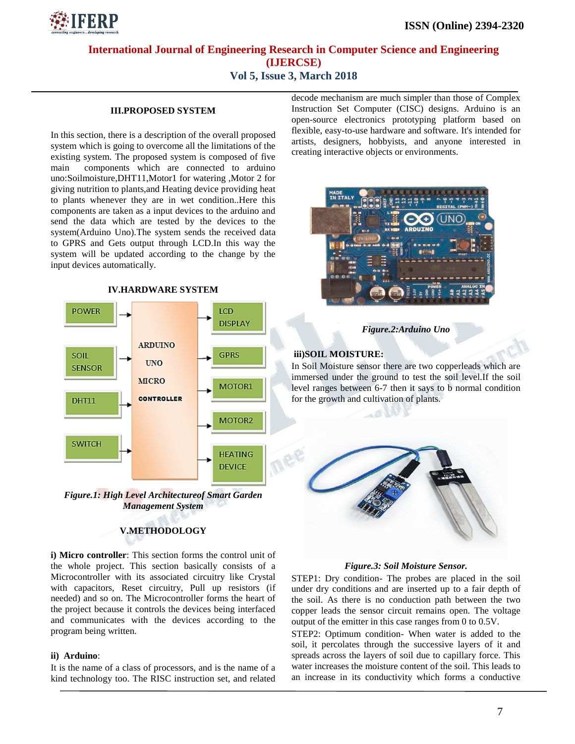## III.PROPOSED SYSTEM

In this section, there is a description of the overall proposed system which is going to overcome all the limitations of the existing system. The proposed system is composed of five main components which are connected to arduino uno:Soilmoisture,DHT11,Motor1 for watering ,Motor 2 for giving nutrition to plants,and Heating device providing heat to plants whenever they are in wet condition..Here this components are taken as a input devices to the arduino and send the data which are tested by the devices to the system(Arduino Uno).The system sends the received data to GPRS and Gets output through LCD.In this way the system will be updated according to the change by the input devices automatically.

## IV.HARDWARE SYSTEM

POWER
SOIL SENSOR
DHT11
SWITCH
ARDUINO UNO MICRO CONTROLLER
LCD DISPLAY
GPRS
MOTOR1
MOTOR2
HEATING DEVICE

*Figure.1: High Level Architectureof Smart Garden Management System*

## V.METHODOLOGY

**i) Micro controller**: This section forms the control unit of the whole project. This section basically consists of a Microcontroller with its associated circuitry like Crystal with capacitors, Reset circuitry, Pull up resistors (if needed) and so on. The Microcontroller forms the heart of the project because it controls the devices being interfaced and communicates with the devices according to the program being written.

**ii) Arduino**:

It is the name of a class of processors, and is the name of a kind technology too. The RISC instruction set, and related decode mechanism are much simpler than those of Complex Instruction Set Computer (CISC) designs. Arduino is an open-source electronics prototyping platform based on flexible, easy-to-use hardware and software. It's intended for artists, designers, hobbyists, and anyone interested in creating interactive objects or environments.

*Figure.2:Arduino Uno*

**iii)SOIL MOISTURE:**

In Soil Moisture sensor there are two copperleads which are immersed under the ground to test the soil level.If the soil level ranges between 6-7 then it says to b normal condition for the growth and cultivation of plants.

*Figure.3: Soil Moisture Sensor.*

STEP1: Dry condition- The probes are placed in the soil under dry conditions and are inserted up to a fair depth of the soil. As there is no conduction path between the two copper leads the sensor circuit remains open. The voltage output of the emitter in this case ranges from 0 to 0.5V.

STEP2: Optimum condition- When water is added to the soil, it percolates through the successive layers of it and spreads across the layers of soil due to capillary force. This water increases the moisture content of the soil. This leads to an increase in its conductivity which forms a conductive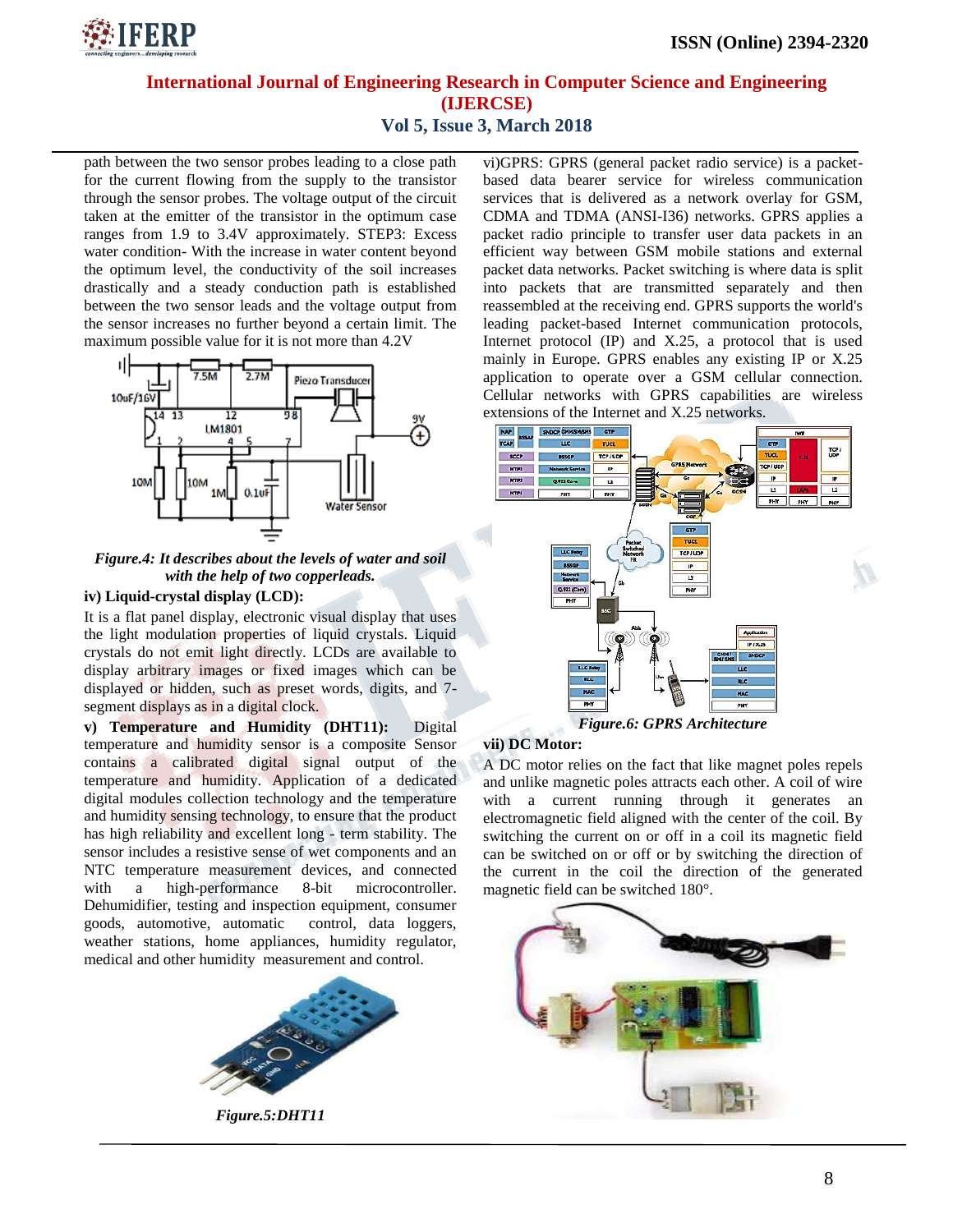path between the two sensor probes leading to a close path for the current flowing from the supply to the transistor through the sensor probes. The voltage output of the circuit taken at the emitter of the transistor in the optimum case ranges from 1.9 to 3.4V approximately. STEP3: Excess water condition- With the increase in water content beyond the optimum level, the conductivity of the soil increases drastically and a steady conduction path is established between the two sensor leads and the voltage output from the sensor increases no further beyond a certain limit. The maximum possible value for it is not more than 4.2V

*Figure.4: It describes about the levels of water and soil with the help of two copperleads.*

**iv) Liquid-crystal display (LCD):**

It is a flat panel display, electronic visual display that uses the light modulation properties of liquid crystals. Liquid crystals do not emit light directly. LCDs are available to display arbitrary images or fixed images which can be displayed or hidden, such as preset words, digits, and 7-segment displays as in a digital clock.

**v) Temperature and Humidity (DHT11):** Digital temperature and humidity sensor is a composite Sensor contains a calibrated digital signal output of the temperature and humidity. Application of a dedicated digital modules collection technology and the temperature and humidity sensing technology, to ensure that the product has high reliability and excellent long - term stability. The sensor includes a resistive sense of wet components and an NTC temperature measurement devices, and connected with a high-performance 8-bit microcontroller. Dehumidifier, testing and inspection equipment, consumer goods, automotive, automatic control, data loggers, weather stations, home appliances, humidity regulator, medical and other humidity measurement and control.

*Figure.5:DHT11*

vi)GPRS: GPRS (general packet radio service) is a packet-based data bearer service for wireless communication services that is delivered as a network overlay for GSM, CDMA and TDMA (ANSI-I36) networks. GPRS applies a packet radio principle to transfer user data packets in an efficient way between GSM mobile stations and external packet data networks. Packet switching is where data is split into packets that are transmitted separately and then reassembled at the receiving end. GPRS supports the world's leading packet-based Internet communication protocols, Internet protocol (IP) and X.25, a protocol that is used mainly in Europe. GPRS enables any existing IP or X.25 application to operate over a GSM cellular connection. Cellular networks with GPRS capabilities are wireless extensions of the Internet and X.25 networks.

*Figure.6: GPRS Architecture*

**vii) DC Motor:**

A DC motor relies on the fact that like magnet poles repels and unlike magnetic poles attracts each other. A coil of wire with a current running through it generates an electromagnetic field aligned with the center of the coil. By switching the current on or off in a coil its magnetic field can be switched on or off or by switching the direction of the current in the coil the direction of the generated magnetic field can be switched 180°.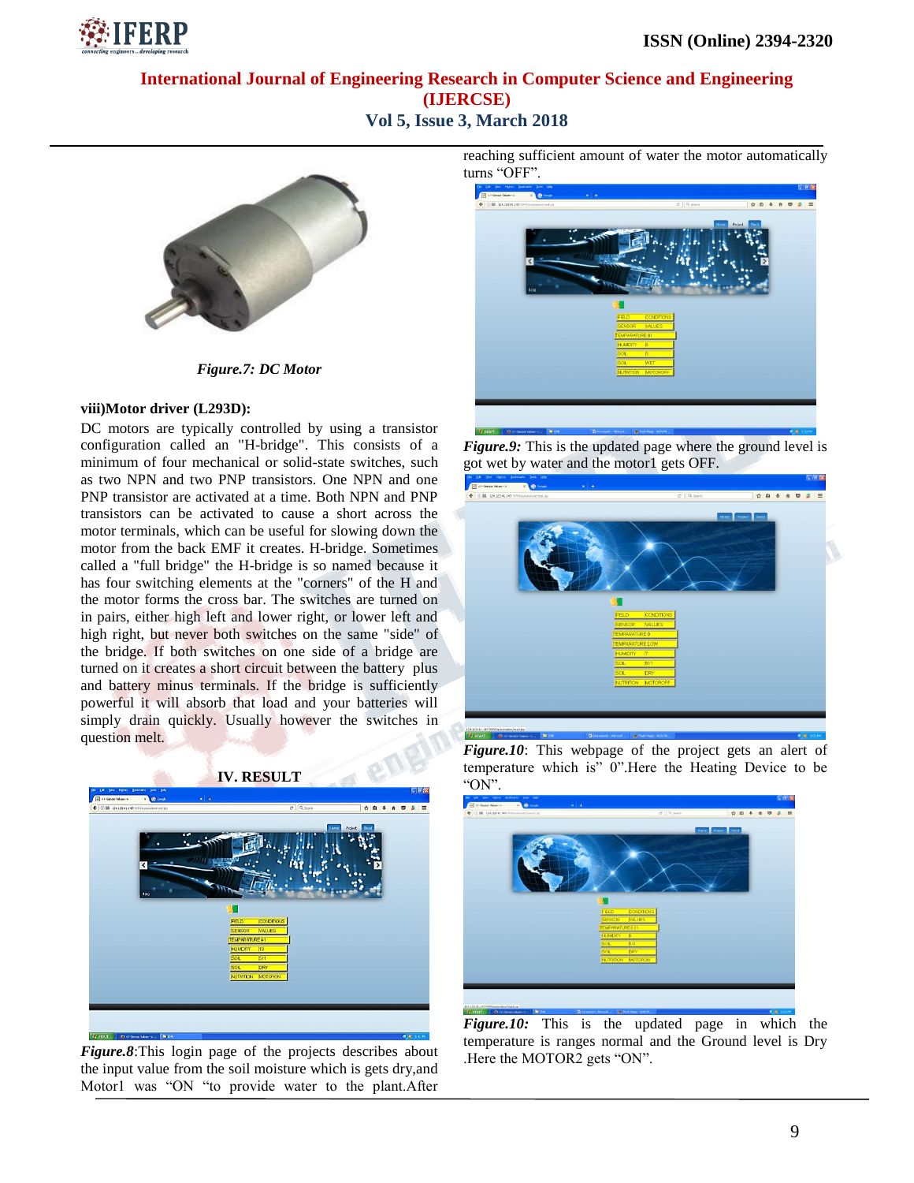*Figure.7: DC Motor*

**viii)Motor driver (L293D):**

DC motors are typically controlled by using a transistor configuration called an "H-bridge". This consists of a minimum of four mechanical or solid-state switches, such as two NPN and two PNP transistors. One NPN and one PNP transistor are activated at a time. Both NPN and PNP transistors can be activated to cause a short across the motor terminals, which can be useful for slowing down the motor from the back EMF it creates. H-bridge. Sometimes called a "full bridge" the H-bridge is so named because it has four switching elements at the "corners" of the H and the motor forms the cross bar. The switches are turned on in pairs, either high left and lower right, or lower left and high right, but never both switches on the same "side" of the bridge. If both switches on one side of a bridge are turned on it creates a short circuit between the battery plus and battery minus terminals. If the bridge is sufficiently powerful it will absorb that load and your batteries will simply drain quickly. Usually however the switches in question melt.

## IV. RESULT

*Figure.8*:This login page of the projects describes about the input value from the soil moisture which is gets dry,and Motor1 was "ON "to provide water to the plant.After reaching sufficient amount of water the motor automatically turns "OFF".

***Figure.9:*** This is the updated page where the ground level is got wet by water and the motor1 gets OFF.

***Figure.10***: This webpage of the project gets an alert of temperature which is" 0".Here the Heating Device to be "ON".

***Figure.10:*** This is the updated page in which the temperature is ranges normal and the Ground level is Dry .Here the MOTOR2 gets "ON".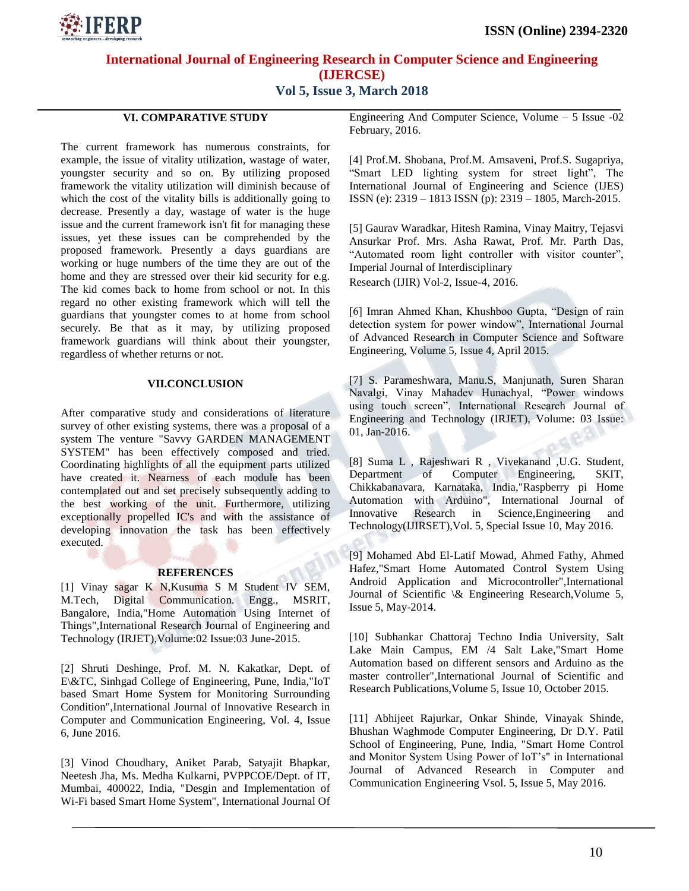## VI. COMPARATIVE STUDY

The current framework has numerous constraints, for example, the issue of vitality utilization, wastage of water, youngster security and so on. By utilizing proposed framework the vitality utilization will diminish because of which the cost of the vitality bills is additionally going to decrease. Presently a day, wastage of water is the huge issue and the current framework isn't fit for managing these issues, yet these issues can be comprehended by the proposed framework. Presently a days guardians are working or huge numbers of the time they are out of the home and they are stressed over their kid security for e.g. The kid comes back to home from school or not. In this regard no other existing framework which will tell the guardians that youngster comes to at home from school securely. Be that as it may, by utilizing proposed framework guardians will think about their youngster, regardless of whether returns or not.

## VII.CONCLUSION

After comparative study and considerations of literature survey of other existing systems, there was a proposal of a system The venture "Savvy GARDEN MANAGEMENT SYSTEM" has been effectively composed and tried. Coordinating highlights of all the equipment parts utilized have created it. Nearness of each module has been contemplated out and set precisely subsequently adding to the best working of the unit. Furthermore, utilizing exceptionally propelled IC's and with the assistance of developing innovation the task has been effectively executed.

## REFERENCES

[1] Vinay sagar K N,Kusuma S M Student IV SEM, M.Tech, Digital Communication. Engg., MSRIT, Bangalore, India,"Home Automation Using Internet of Things",International Research Journal of Engineering and Technology (IRJET),Volume:02 Issue:03 June-2015.

[2] Shruti Deshinge, Prof. M. N. Kakatkar, Dept. of E\&TC, Sinhgad College of Engineering, Pune, India,"IoT based Smart Home System for Monitoring Surrounding Condition",International Journal of Innovative Research in Computer and Communication Engineering, Vol. 4, Issue 6, June 2016.

[3] Vinod Choudhary, Aniket Parab, Satyajit Bhapkar, Neetesh Jha, Ms. Medha Kulkarni, PVPPCOE/Dept. of IT, Mumbai, 400022, India, "Desgin and Implementation of Wi-Fi based Smart Home System", International Journal Of Engineering And Computer Science, Volume – 5 Issue -02 February, 2016.

[4] Prof.M. Shobana, Prof.M. Amsaveni, Prof.S. Sugapriya, "Smart LED lighting system for street light", The International Journal of Engineering and Science (IJES) ISSN (e): 2319 – 1813 ISSN (p): 2319 – 1805, March-2015.

[5] Gaurav Waradkar, Hitesh Ramina, Vinay Maitry, Tejasvi Ansurkar Prof. Mrs. Asha Rawat, Prof. Mr. Parth Das, "Automated room light controller with visitor counter", Imperial Journal of Interdisciplinary Research (IJIR) Vol-2, Issue-4, 2016.

[6] Imran Ahmed Khan, Khushboo Gupta, "Design of rain detection system for power window", International Journal of Advanced Research in Computer Science and Software Engineering, Volume 5, Issue 4, April 2015.

[7] S. Parameshwara, Manu.S, Manjunath, Suren Sharan Navalgi, Vinay Mahadev Hunachyal, "Power windows using touch screen", International Research Journal of Engineering and Technology (IRJET), Volume: 03 Issue: 01, Jan-2016.

[8] Suma L , Rajeshwari R , Vivekanand ,U.G. Student, Department of Computer Engineering, SKIT, Chikkabanavara, Karnataka, India,"Raspberry pi Home Automation with Arduino", International Journal of Innovative Research in Science,Engineering and Technology(IJIRSET),Vol. 5, Special Issue 10, May 2016.

[9] Mohamed Abd El-Latif Mowad, Ahmed Fathy, Ahmed Hafez,"Smart Home Automated Control System Using Android Application and Microcontroller",International Journal of Scientific \& Engineering Research,Volume 5, Issue 5, May-2014.

[10] Subhankar Chattoraj Techno India University, Salt Lake Main Campus, EM /4 Salt Lake,"Smart Home Automation based on different sensors and Arduino as the master controller",International Journal of Scientific and Research Publications,Volume 5, Issue 10, October 2015.

[11] Abhijeet Rajurkar, Onkar Shinde, Vinayak Shinde, Bhushan Waghmode Computer Engineering, Dr D.Y. Patil School of Engineering, Pune, India, "Smart Home Control and Monitor System Using Power of IoT's" in International Journal of Advanced Research in Computer and Communication Engineering Vsol. 5, Issue 5, May 2016.